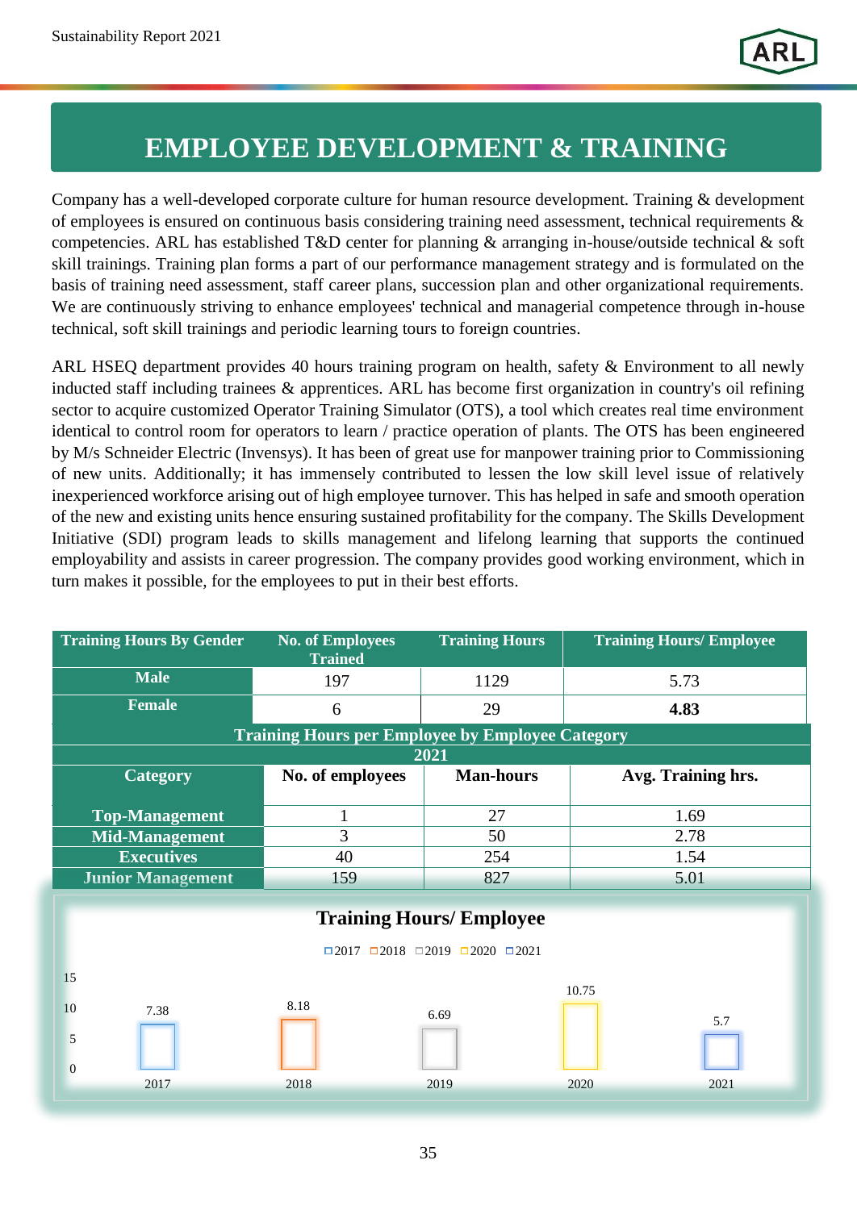# EMPLOYEE DEVELOPMENT & TRAINING

Company has a well-developed corporate culture for human resource development. Training & development of employees is ensured on continuous basis considering training need assessment, technical requirements & competencies. ARL has established T&D center for planning & arranging in-house/outside technical & soft skill trainings. Training plan forms a part of our performance management strategy and is formulated on the basis of training need assessment, staff career plans, succession plan and other organizational requirements. We are continuously striving to enhance employees' technical and managerial competence through in-house technical, soft skill trainings and periodic learning tours to foreign countries.

ARL HSEQ department provides 40 hours training program on health, safety & Environment to all newly inducted staff including trainees & apprentices. ARL has become first organization in country's oil refining sector to acquire customized Operator Training Simulator (OTS), a tool which creates real time environment identical to control room for operators to learn / practice operation of plants. The OTS has been engineered by M/s Schneider Electric (Invensys). It has been of great use for manpower training prior to Commissioning of new units. Additionally; it has immensely contributed to lessen the low skill level issue of relatively inexperienced workforce arising out of high employee turnover. This has helped in safe and smooth operation of the new and existing units hence ensuring sustained profitability for the company. The Skills Development Initiative (SDI) program leads to skills management and lifelong learning that supports the continued employability and assists in career progression. The company provides good working environment, which in turn makes it possible, for the employees to put in their best efforts.

| Training Hours By Gender | No. of Employees Trained | Training Hours | Training Hours/ Employee |
|---|---|---|---|
| Male | 197 | 1129 | 5.73 |
| Female | 6 | 29 | **4.83** |

**Training Hours per Employee by Employee Category**

**2021**

| Category | No. of employees | Man-hours | Avg. Training hrs. |
|---|---|---|---|
| Top-Management | 1 | 27 | 1.69 |
| Mid-Management | 3 | 50 | 2.78 |
| Executives | 40 | 254 | 1.54 |
| Junior Management | 159 | 827 | 5.01 |

**Training Hours/ Employee**

| Year | Training Hours/ Employee |
|---|---|
| 2017 | 7.38 |
| 2018 | 8.18 |
| 2019 | 6.69 |
| 2020 | 10.75 |
| 2021 | 5.7 |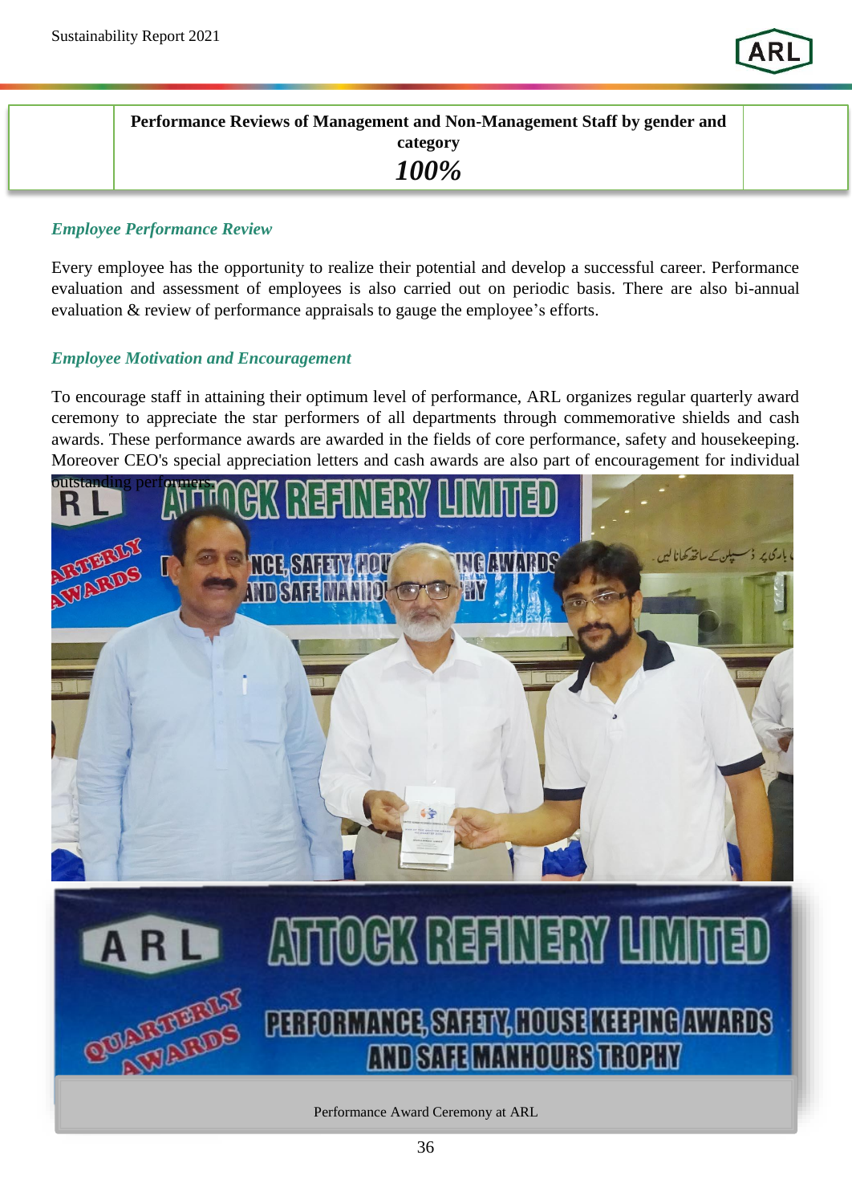| | Performance Reviews of Management and Non-Management Staff by gender and category | |
|---|---|---|
| | ***100%*** | |

### *Employee Performance Review*

Every employee has the opportunity to realize their potential and develop a successful career. Performance evaluation and assessment of employees is also carried out on periodic basis. There are also bi-annual evaluation & review of performance appraisals to gauge the employee's efforts.

### *Employee Motivation and Encouragement*

To encourage staff in attaining their optimum level of performance, ARL organizes regular quarterly award ceremony to appreciate the star performers of all departments through commemorative shields and cash awards. These performance awards are awarded in the fields of core performance, safety and housekeeping. Moreover CEO's special appreciation letters and cash awards are also part of encouragement for individual outstanding performers.

Performance Award Ceremony at ARL